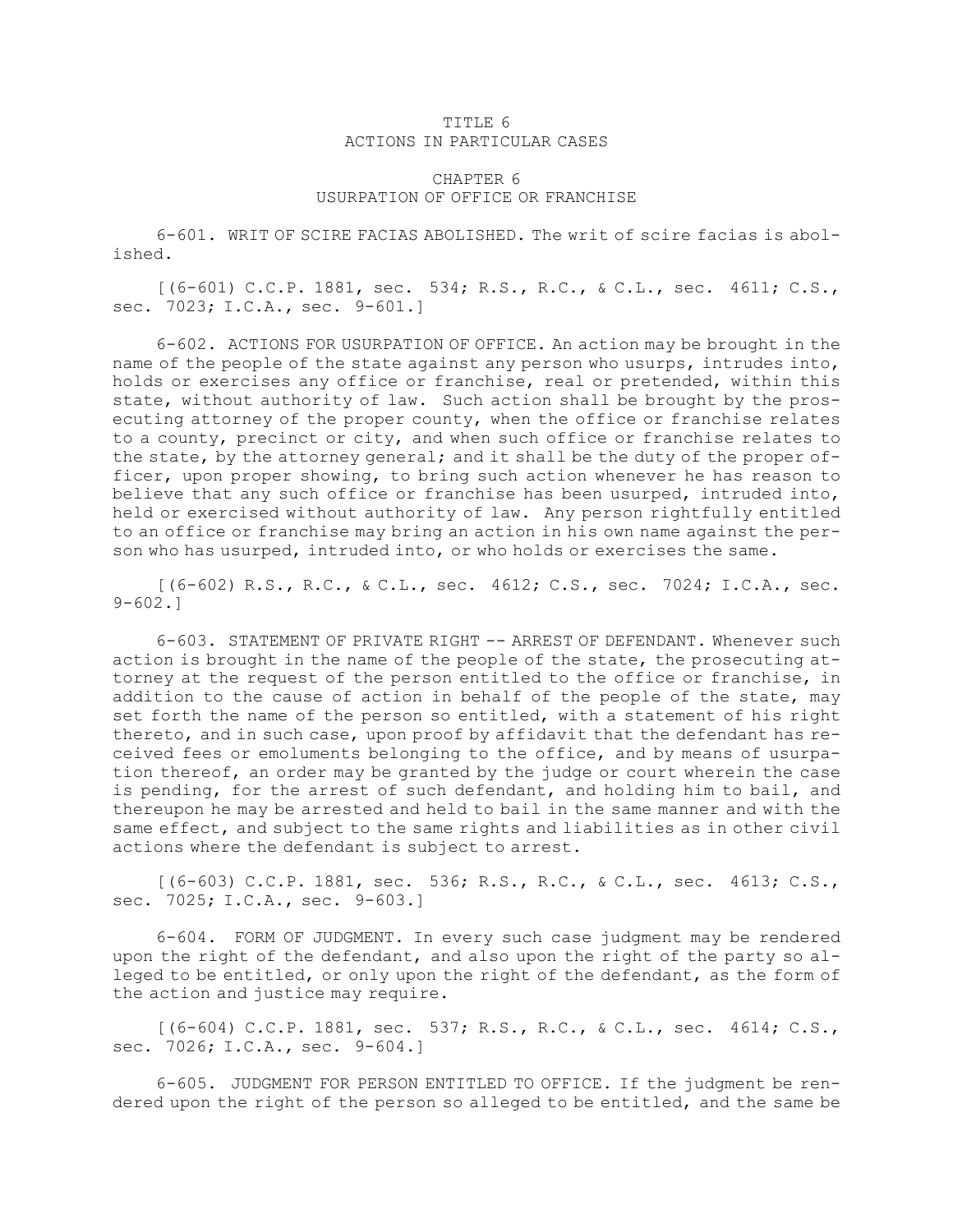# TITLE 6
# ACTIONS IN PARTICULAR CASES

## CHAPTER 6
## USURPATION OF OFFICE OR FRANCHISE

6-601. WRIT OF SCIRE FACIAS ABOLISHED. The writ of scire facias is abolished.

[(6-601) C.C.P. 1881, sec. 534; R.S., R.C., & C.L., sec. 4611; C.S., sec. 7023; I.C.A., sec. 9-601.]

6-602. ACTIONS FOR USURPATION OF OFFICE. An action may be brought in the name of the people of the state against any person who usurps, intrudes into, holds or exercises any office or franchise, real or pretended, within this state, without authority of law. Such action shall be brought by the prosecuting attorney of the proper county, when the office or franchise relates to a county, precinct or city, and when such office or franchise relates to the state, by the attorney general; and it shall be the duty of the proper officer, upon proper showing, to bring such action whenever he has reason to believe that any such office or franchise has been usurped, intruded into, held or exercised without authority of law. Any person rightfully entitled to an office or franchise may bring an action in his own name against the person who has usurped, intruded into, or who holds or exercises the same.

[(6-602) R.S., R.C., & C.L., sec. 4612; C.S., sec. 7024; I.C.A., sec. 9-602.]

6-603. STATEMENT OF PRIVATE RIGHT -- ARREST OF DEFENDANT. Whenever such action is brought in the name of the people of the state, the prosecuting attorney at the request of the person entitled to the office or franchise, in addition to the cause of action in behalf of the people of the state, may set forth the name of the person so entitled, with a statement of his right thereto, and in such case, upon proof by affidavit that the defendant has received fees or emoluments belonging to the office, and by means of usurpation thereof, an order may be granted by the judge or court wherein the case is pending, for the arrest of such defendant, and holding him to bail, and thereupon he may be arrested and held to bail in the same manner and with the same effect, and subject to the same rights and liabilities as in other civil actions where the defendant is subject to arrest.

[(6-603) C.C.P. 1881, sec. 536; R.S., R.C., & C.L., sec. 4613; C.S., sec. 7025; I.C.A., sec. 9-603.]

6-604. FORM OF JUDGMENT. In every such case judgment may be rendered upon the right of the defendant, and also upon the right of the party so alleged to be entitled, or only upon the right of the defendant, as the form of the action and justice may require.

[(6-604) C.C.P. 1881, sec. 537; R.S., R.C., & C.L., sec. 4614; C.S., sec. 7026; I.C.A., sec. 9-604.]

6-605. JUDGMENT FOR PERSON ENTITLED TO OFFICE. If the judgment be rendered upon the right of the person so alleged to be entitled, and the same be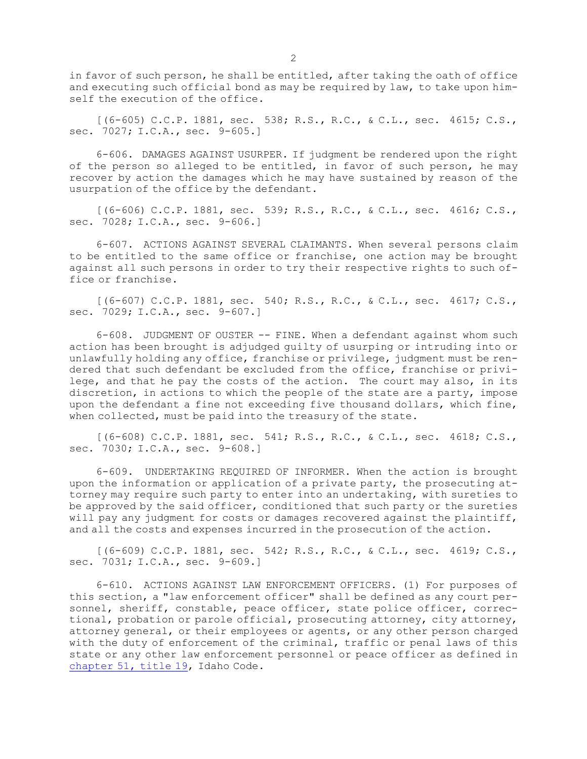in favor of such person, he shall be entitled, after taking the oath of office and executing such official bond as may be required by law, to take upon himself the execution of the office.

[(6-605) C.C.P. 1881, sec. 538; R.S., R.C., & C.L., sec. 4615; C.S., sec. 7027; I.C.A., sec. 9-605.]

6-606. DAMAGES AGAINST USURPER. If judgment be rendered upon the right of the person so alleged to be entitled, in favor of such person, he may recover by action the damages which he may have sustained by reason of the usurpation of the office by the defendant.

[(6-606) C.C.P. 1881, sec. 539; R.S., R.C., & C.L., sec. 4616; C.S., sec. 7028; I.C.A., sec. 9-606.]

6-607. ACTIONS AGAINST SEVERAL CLAIMANTS. When several persons claim to be entitled to the same office or franchise, one action may be brought against all such persons in order to try their respective rights to such office or franchise.

[(6-607) C.C.P. 1881, sec. 540; R.S., R.C., & C.L., sec. 4617; C.S., sec. 7029; I.C.A., sec. 9-607.]

6-608. JUDGMENT OF OUSTER -- FINE. When a defendant against whom such action has been brought is adjudged guilty of usurping or intruding into or unlawfully holding any office, franchise or privilege, judgment must be rendered that such defendant be excluded from the office, franchise or privilege, and that he pay the costs of the action. The court may also, in its discretion, in actions to which the people of the state are a party, impose upon the defendant a fine not exceeding five thousand dollars, which fine, when collected, must be paid into the treasury of the state.

[(6-608) C.C.P. 1881, sec. 541; R.S., R.C., & C.L., sec. 4618; C.S., sec. 7030; I.C.A., sec. 9-608.]

6-609. UNDERTAKING REQUIRED OF INFORMER. When the action is brought upon the information or application of a private party, the prosecuting attorney may require such party to enter into an undertaking, with sureties to be approved by the said officer, conditioned that such party or the sureties will pay any judgment for costs or damages recovered against the plaintiff, and all the costs and expenses incurred in the prosecution of the action.

[(6-609) C.C.P. 1881, sec. 542; R.S., R.C., & C.L., sec. 4619; C.S., sec. 7031; I.C.A., sec. 9-609.]

6-610. ACTIONS AGAINST LAW ENFORCEMENT OFFICERS. (1) For purposes of this section, a "law enforcement officer" shall be defined as any court personnel, sheriff, constable, peace officer, state police officer, correctional, probation or parole official, prosecuting attorney, city attorney, attorney general, or their employees or agents, or any other person charged with the duty of enforcement of the criminal, traffic or penal laws of this state or any other law enforcement personnel or peace officer as defined in chapter 51, title 19, Idaho Code.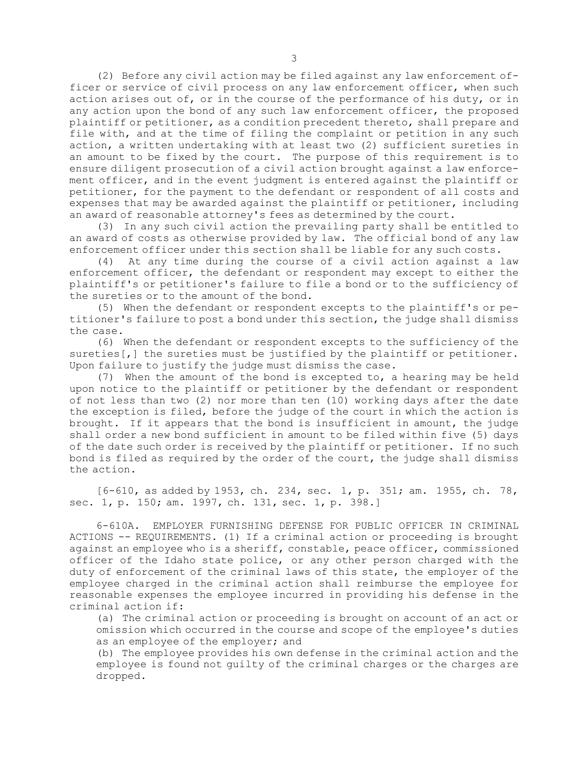(2) Before any civil action may be filed against any law enforcement officer or service of civil process on any law enforcement officer, when such action arises out of, or in the course of the performance of his duty, or in any action upon the bond of any such law enforcement officer, the proposed plaintiff or petitioner, as a condition precedent thereto, shall prepare and file with, and at the time of filing the complaint or petition in any such action, a written undertaking with at least two (2) sufficient sureties in an amount to be fixed by the court. The purpose of this requirement is to ensure diligent prosecution of a civil action brought against a law enforcement officer, and in the event judgment is entered against the plaintiff or petitioner, for the payment to the defendant or respondent of all costs and expenses that may be awarded against the plaintiff or petitioner, including an award of reasonable attorney's fees as determined by the court.

(3) In any such civil action the prevailing party shall be entitled to an award of costs as otherwise provided by law. The official bond of any law enforcement officer under this section shall be liable for any such costs.

(4) At any time during the course of a civil action against a law enforcement officer, the defendant or respondent may except to either the plaintiff's or petitioner's failure to file a bond or to the sufficiency of the sureties or to the amount of the bond.

(5) When the defendant or respondent excepts to the plaintiff's or petitioner's failure to post a bond under this section, the judge shall dismiss the case.

(6) When the defendant or respondent excepts to the sufficiency of the sureties[,] the sureties must be justified by the plaintiff or petitioner. Upon failure to justify the judge must dismiss the case.

(7) When the amount of the bond is excepted to, a hearing may be held upon notice to the plaintiff or petitioner by the defendant or respondent of not less than two (2) nor more than ten (10) working days after the date the exception is filed, before the judge of the court in which the action is brought. If it appears that the bond is insufficient in amount, the judge shall order a new bond sufficient in amount to be filed within five (5) days of the date such order is received by the plaintiff or petitioner. If no such bond is filed as required by the order of the court, the judge shall dismiss the action.

[6-610, as added by 1953, ch. 234, sec. 1, p. 351; am. 1955, ch. 78, sec. 1, p. 150; am. 1997, ch. 131, sec. 1, p. 398.]

6-610A. EMPLOYER FURNISHING DEFENSE FOR PUBLIC OFFICER IN CRIMINAL ACTIONS -- REQUIREMENTS. (1) If a criminal action or proceeding is brought against an employee who is a sheriff, constable, peace officer, commissioned officer of the Idaho state police, or any other person charged with the duty of enforcement of the criminal laws of this state, the employer of the employee charged in the criminal action shall reimburse the employee for reasonable expenses the employee incurred in providing his defense in the criminal action if:

(a) The criminal action or proceeding is brought on account of an act or omission which occurred in the course and scope of the employee's duties as an employee of the employer; and

(b) The employee provides his own defense in the criminal action and the employee is found not guilty of the criminal charges or the charges are dropped.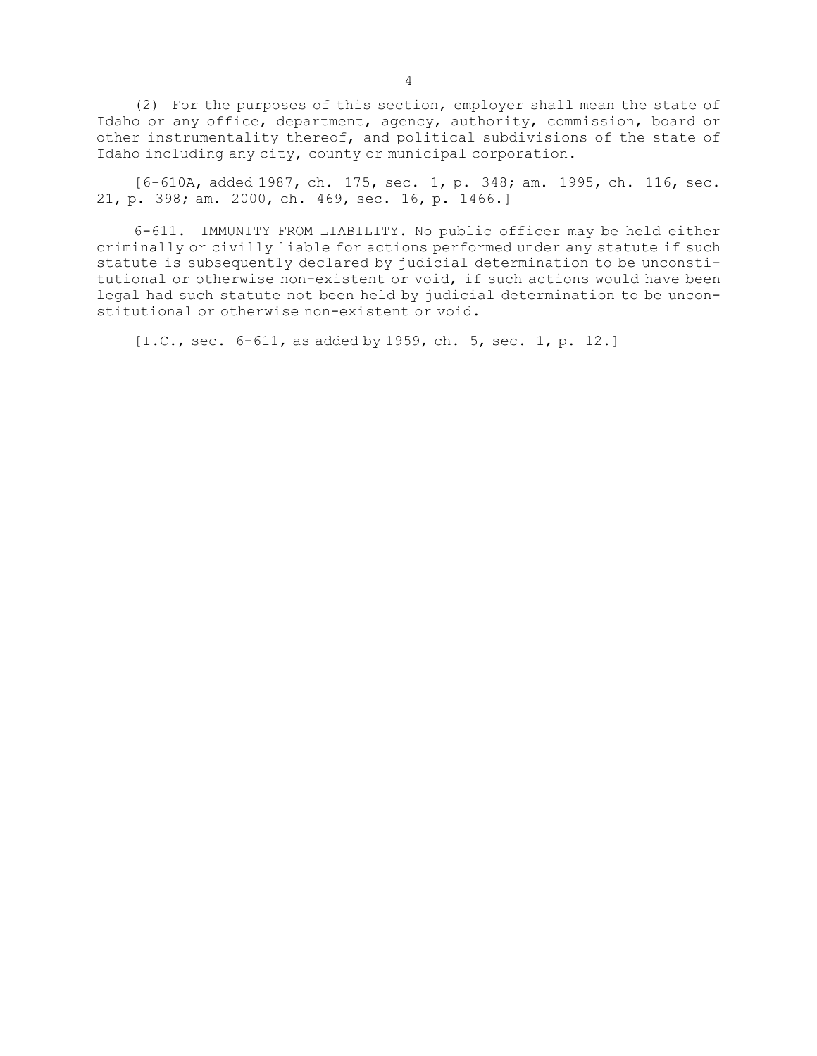(2) For the purposes of this section, employer shall mean the state of Idaho or any office, department, agency, authority, commission, board or other instrumentality thereof, and political subdivisions of the state of Idaho including any city, county or municipal corporation.

[6-610A, added 1987, ch. 175, sec. 1, p. 348; am. 1995, ch. 116, sec. 21, p. 398; am. 2000, ch. 469, sec. 16, p. 1466.]

6-611. IMMUNITY FROM LIABILITY. No public officer may be held either criminally or civilly liable for actions performed under any statute if such statute is subsequently declared by judicial determination to be unconstitutional or otherwise non-existent or void, if such actions would have been legal had such statute not been held by judicial determination to be unconstitutional or otherwise non-existent or void.

[I.C., sec. 6-611, as added by 1959, ch. 5, sec. 1, p. 12.]